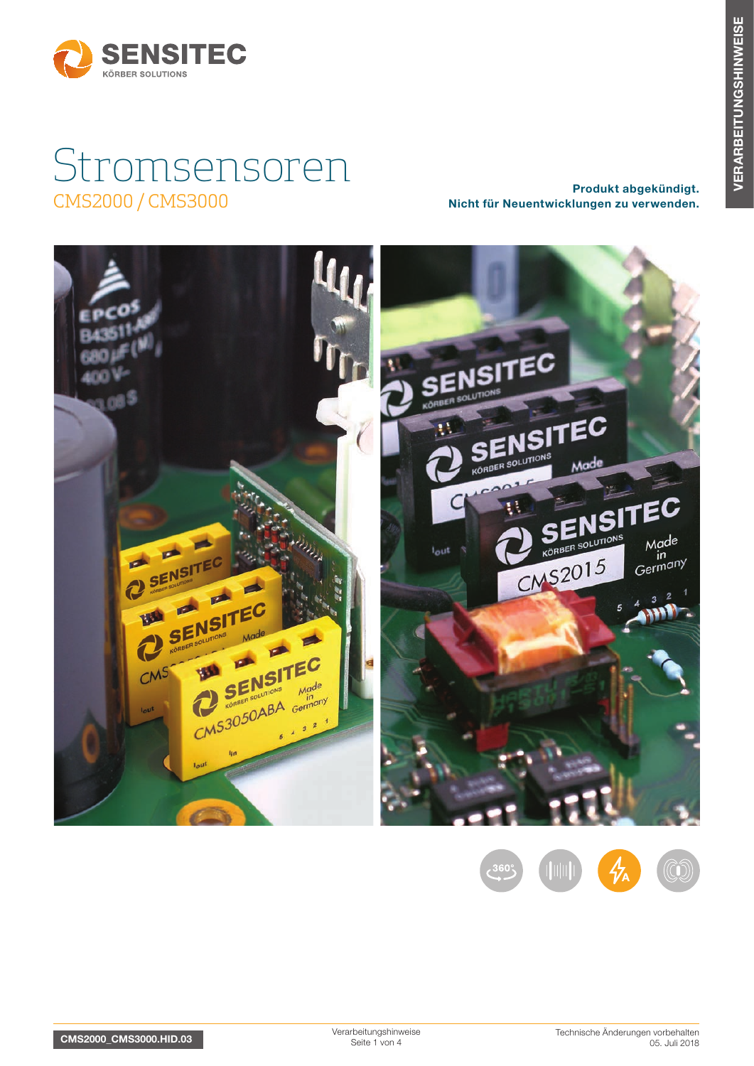# Stromsensoren

## CMS2000 / CMS3000

**Produkt abgekündigt.**
**Nicht für Neuentwicklungen zu verwenden.**

VERARBEITUNGSHINWEISE

CMS2000_CMS3000.HID.03

Verarbeitungshinweise

Technische Änderungen vorbehalten
05. Juli 2018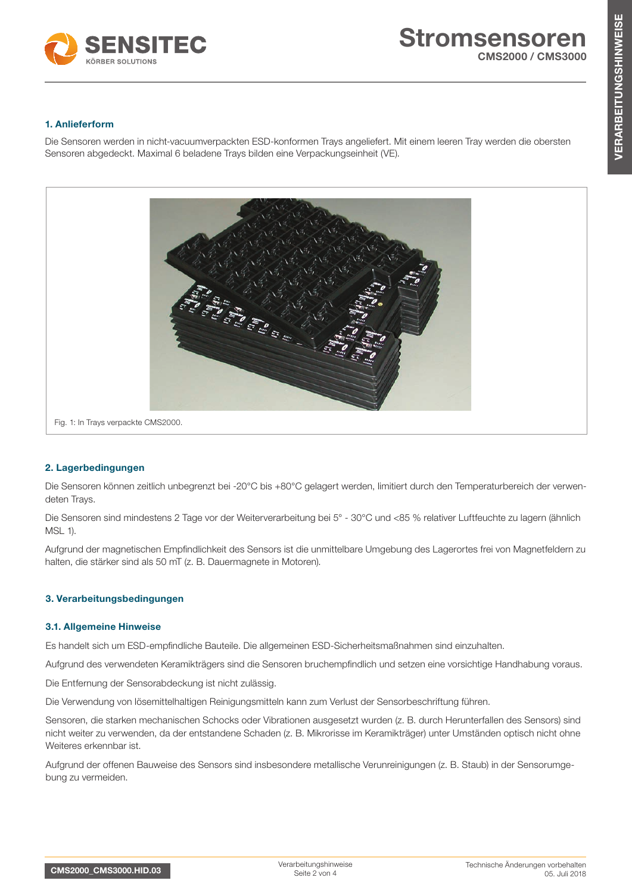## 1. Anlieferform

Die Sensoren werden in nicht-vacuumverpackten ESD-konformen Trays angeliefert. Mit einem leeren Tray werden die obersten Sensoren abgedeckt. Maximal 6 beladene Trays bilden eine Verpackungseinheit (VE).

Fig. 1: In Trays verpackte CMS2000.

## 2. Lagerbedingungen

Die Sensoren können zeitlich unbegrenzt bei -20°C bis +80°C gelagert werden, limitiert durch den Temperaturbereich der verwendeten Trays.

Die Sensoren sind mindestens 2 Tage vor der Weiterverarbeitung bei 5° - 30°C und <85 % relativer Luftfeuchte zu lagern (ähnlich MSL 1).

Aufgrund der magnetischen Empfindlichkeit des Sensors ist die unmittelbare Umgebung des Lagerortes frei von Magnetfeldern zu halten, die stärker sind als 50 mT (z. B. Dauermagnete in Motoren).

## 3. Verarbeitungsbedingungen

### 3.1. Allgemeine Hinweise

Es handelt sich um ESD-empfindliche Bauteile. Die allgemeinen ESD-Sicherheitsmaßnahmen sind einzuhalten.

Aufgrund des verwendeten Keramikträgers sind die Sensoren bruchempfindlich und setzen eine vorsichtige Handhabung voraus.

Die Entfernung der Sensorabdeckung ist nicht zulässig.

Die Verwendung von lösemittelhaltigen Reinigungsmitteln kann zum Verlust der Sensorbeschriftung führen.

Sensoren, die starken mechanischen Schocks oder Vibrationen ausgesetzt wurden (z. B. durch Herunterfallen des Sensors) sind nicht weiter zu verwenden, da der entstandene Schaden (z. B. Mikrorisse im Keramikträger) unter Umständen optisch nicht ohne Weiteres erkennbar ist.

Aufgrund der offenen Bauweise des Sensors sind insbesondere metallische Verunreinigungen (z. B. Staub) in der Sensorumgebung zu vermeiden.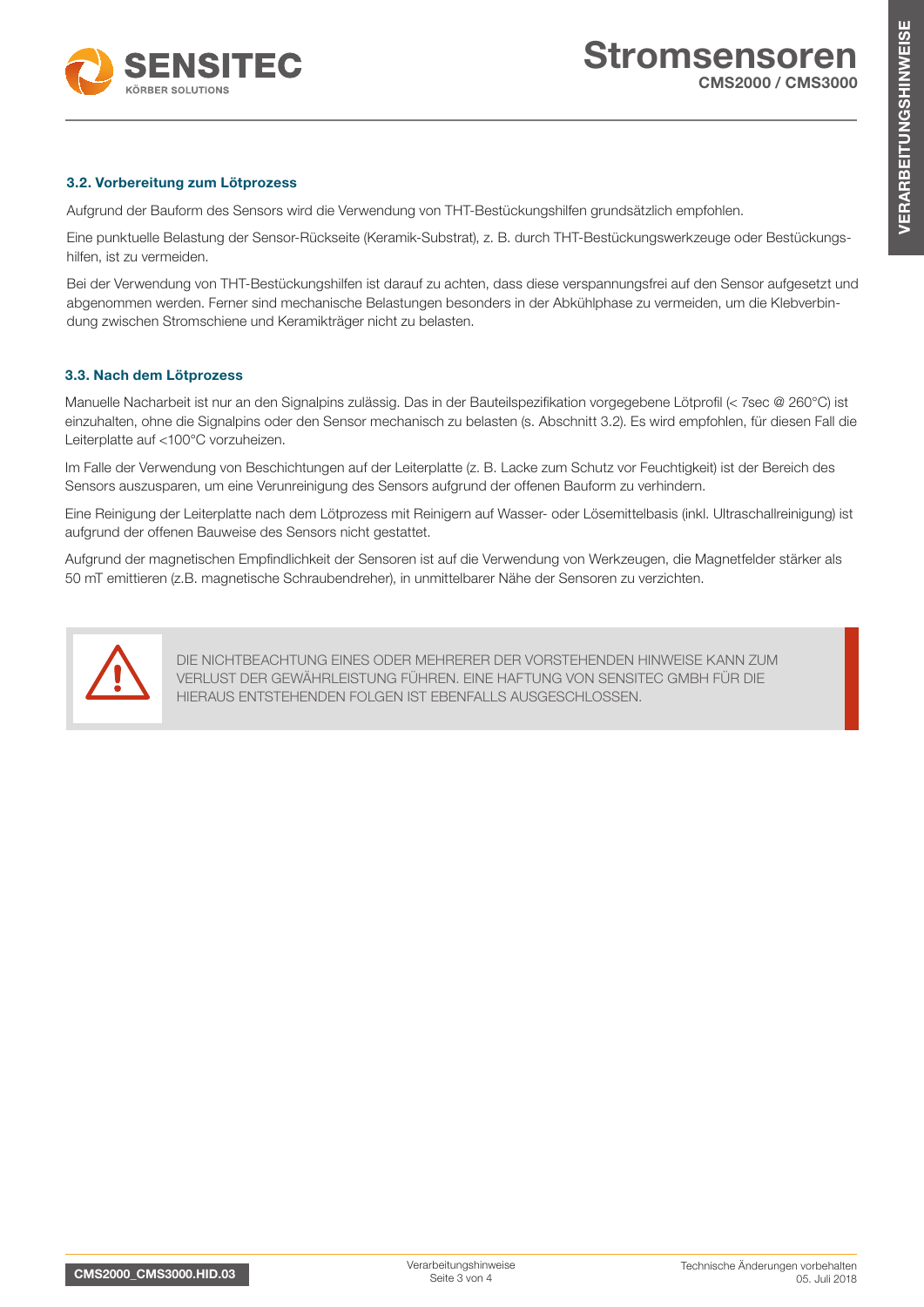### 3.2. Vorbereitung zum Lötprozess

Aufgrund der Bauform des Sensors wird die Verwendung von THT-Bestückungshilfen grundsätzlich empfohlen.

Eine punktuelle Belastung der Sensor-Rückseite (Keramik-Substrat), z. B. durch THT-Bestückungswerkzeuge oder Bestückungshilfen, ist zu vermeiden.

Bei der Verwendung von THT-Bestückungshilfen ist darauf zu achten, dass diese verspannungsfrei auf den Sensor aufgesetzt und abgenommen werden. Ferner sind mechanische Belastungen besonders in der Abkühlphase zu vermeiden, um die Klebverbindung zwischen Stromschiene und Keramikträger nicht zu belasten.

### 3.3. Nach dem Lötprozess

Manuelle Nacharbeit ist nur an den Signalpins zulässig. Das in der Bauteilspezifikation vorgegebene Lötprofil (< 7sec @ 260°C) ist einzuhalten, ohne die Signalpins oder den Sensor mechanisch zu belasten (s. Abschnitt 3.2). Es wird empfohlen, für diesen Fall die Leiterplatte auf <100°C vorzuheizen.

Im Falle der Verwendung von Beschichtungen auf der Leiterplatte (z. B. Lacke zum Schutz vor Feuchtigkeit) ist der Bereich des Sensors auszusparen, um eine Verunreinigung des Sensors aufgrund der offenen Bauform zu verhindern.

Eine Reinigung der Leiterplatte nach dem Lötprozess mit Reinigern auf Wasser- oder Lösemittelbasis (inkl. Ultraschallreinigung) ist aufgrund der offenen Bauweise des Sensors nicht gestattet.

Aufgrund der magnetischen Empfindlichkeit der Sensoren ist auf die Verwendung von Werkzeugen, die Magnetfelder stärker als 50 mT emittieren (z.B. magnetische Schraubendreher), in unmittelbarer Nähe der Sensoren zu verzichten.

DIE NICHTBEACHTUNG EINES ODER MEHRERER DER VORSTEHENDEN HINWEISE KANN ZUM VERLUST DER GEWÄHRLEISTUNG FÜHREN. EINE HAFTUNG VON SENSITEC GMBH FÜR DIE HIERAUS ENTSTEHENDEN FOLGEN IST EBENFALLS AUSGESCHLOSSEN.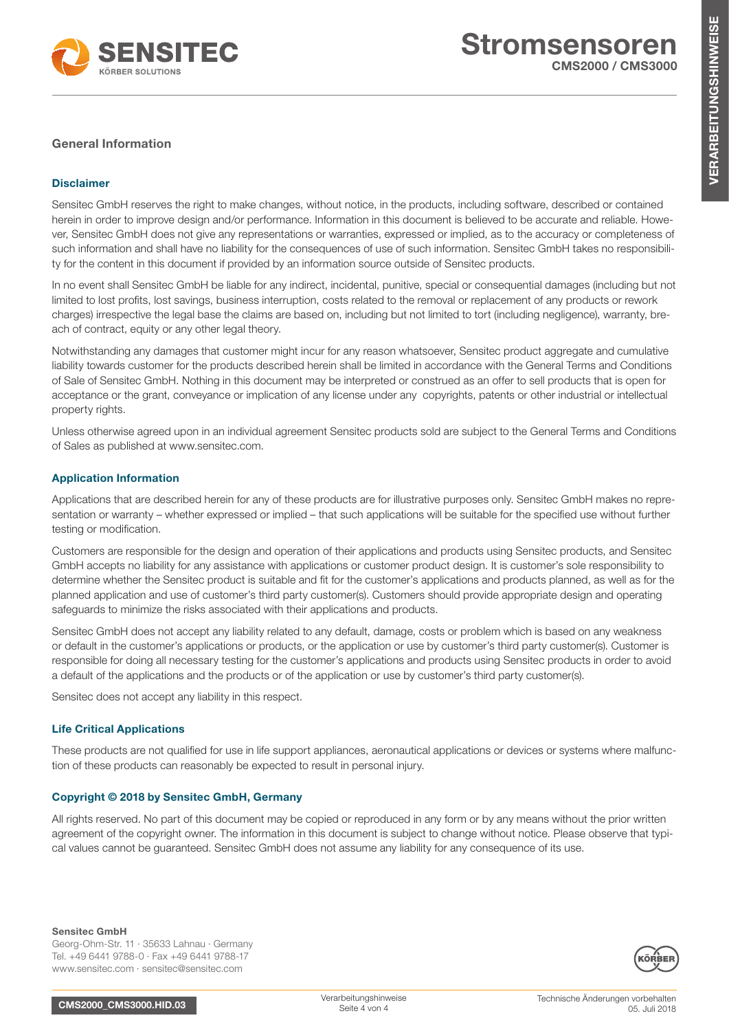## General Information

### Disclaimer

Sensitec GmbH reserves the right to make changes, without notice, in the products, including software, described or contained herein in order to improve design and/or performance. Information in this document is believed to be accurate and reliable. However, Sensitec GmbH does not give any representations or warranties, expressed or implied, as to the accuracy or completeness of such information and shall have no liability for the consequences of use of such information. Sensitec GmbH takes no responsibility for the content in this document if provided by an information source outside of Sensitec products.

In no event shall Sensitec GmbH be liable for any indirect, incidental, punitive, special or consequential damages (including but not limited to lost profits, lost savings, business interruption, costs related to the removal or replacement of any products or rework charges) irrespective the legal base the claims are based on, including but not limited to tort (including negligence), warranty, breach of contract, equity or any other legal theory.

Notwithstanding any damages that customer might incur for any reason whatsoever, Sensitec product aggregate and cumulative liability towards customer for the products described herein shall be limited in accordance with the General Terms and Conditions of Sale of Sensitec GmbH. Nothing in this document may be interpreted or construed as an offer to sell products that is open for acceptance or the grant, conveyance or implication of any license under any copyrights, patents or other industrial or intellectual property rights.

Unless otherwise agreed upon in an individual agreement Sensitec products sold are subject to the General Terms and Conditions of Sales as published at www.sensitec.com.

### Application Information

Applications that are described herein for any of these products are for illustrative purposes only. Sensitec GmbH makes no representation or warranty – whether expressed or implied – that such applications will be suitable for the specified use without further testing or modification.

Customers are responsible for the design and operation of their applications and products using Sensitec products, and Sensitec GmbH accepts no liability for any assistance with applications or customer product design. It is customer's sole responsibility to determine whether the Sensitec product is suitable and fit for the customer's applications and products planned, as well as for the planned application and use of customer's third party customer(s). Customers should provide appropriate design and operating safeguards to minimize the risks associated with their applications and products.

Sensitec GmbH does not accept any liability related to any default, damage, costs or problem which is based on any weakness or default in the customer's applications or products, or the application or use by customer's third party customer(s). Customer is responsible for doing all necessary testing for the customer's applications and products using Sensitec products in order to avoid a default of the applications and the products or of the application or use by customer's third party customer(s).

Sensitec does not accept any liability in this respect.

### Life Critical Applications

These products are not qualified for use in life support appliances, aeronautical applications or devices or systems where malfunction of these products can reasonably be expected to result in personal injury.

### Copyright © 2018 by Sensitec GmbH, Germany

All rights reserved. No part of this document may be copied or reproduced in any form or by any means without the prior written agreement of the copyright owner. The information in this document is subject to change without notice. Please observe that typical values cannot be guaranteed. Sensitec GmbH does not assume any liability for any consequence of its use.

**Sensitec GmbH**
Georg-Ohm-Str. 11 · 35633 Lahnau · Germany
Tel. +49 6441 9788-0 · Fax +49 6441 9788-17
www.sensitec.com · sensitec@sensitec.com